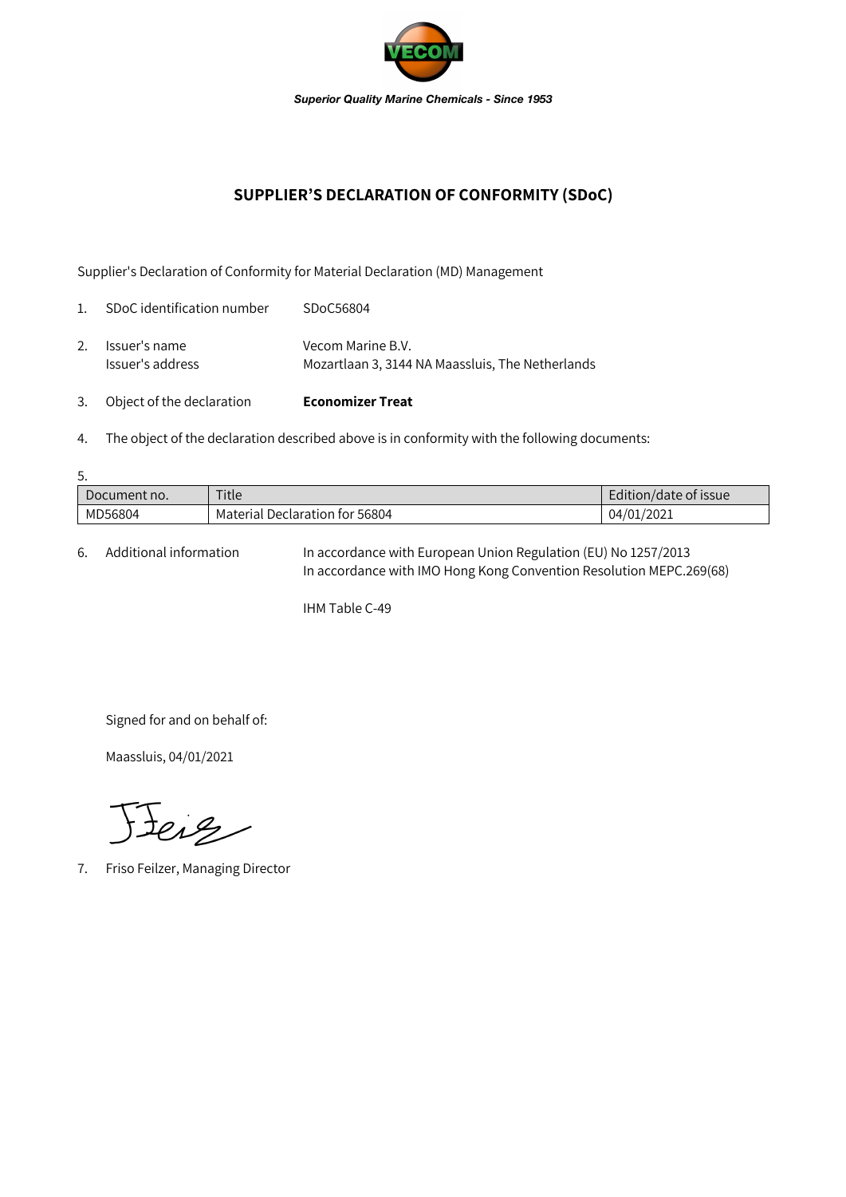*Superior Quality Marine Chemicals - Since 1953*

# SUPPLIER'S DECLARATION OF CONFORMITY (SDoC)

Supplier's Declaration of Conformity for Material Declaration (MD) Management

1. SDoC identification number SDoC56804
2. Issuer's name Vecom Marine B.V.
   Issuer's address Mozartlaan 3, 3144 NA Maassluis, The Netherlands
3. Object of the declaration **Economizer Treat**
4. The object of the declaration described above is in conformity with the following documents:
5.

| Document no. | Title | Edition/date of issue |
|---|---|---|
| MD56804 | Material Declaration for 56804 | 04/01/2021 |

6. Additional information In accordance with European Union Regulation (EU) No 1257/2013
   In accordance with IMO Hong Kong Convention Resolution MEPC.269(68)

   IHM Table C-49

Signed for and on behalf of:

Maassluis, 04/01/2021

7. Friso Feilzer, Managing Director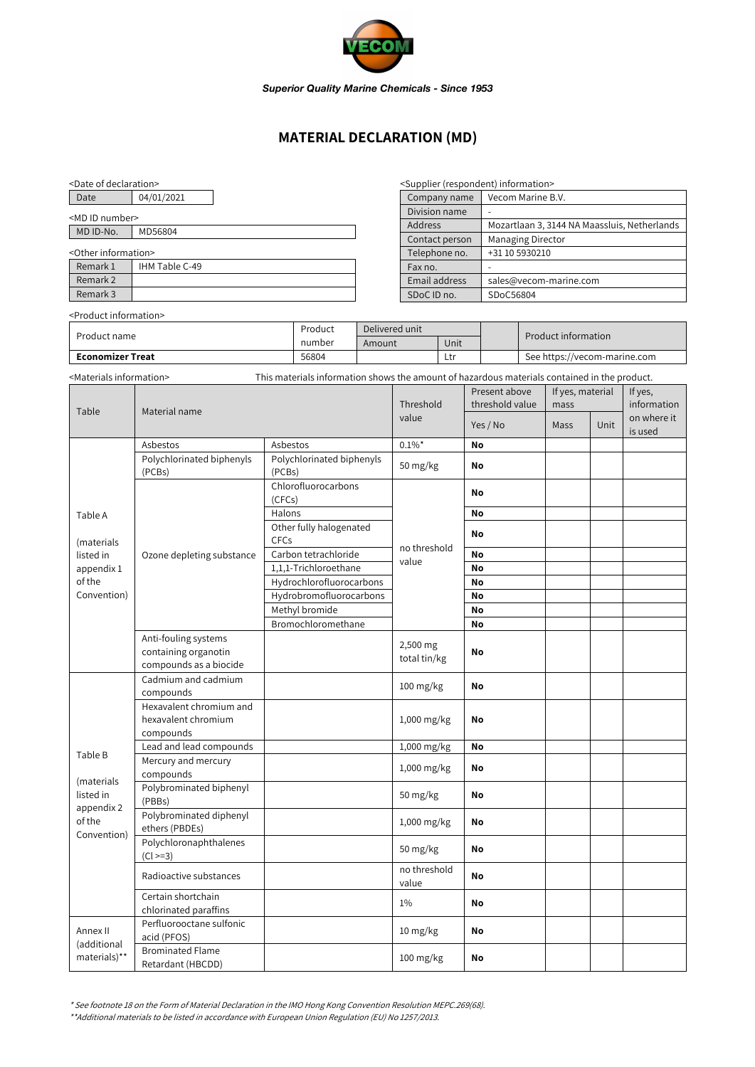*Superior Quality Marine Chemicals - Since 1953*

# MATERIAL DECLARATION (MD)

<Date of declaration>

| | |
|---|---|
| Date | 04/01/2021 |

<MD ID number>

| | |
|---|---|
| MD ID-No. | MD56804 |

<Other information>

| | |
|---|---|
| Remark 1 | IHM Table C-49 |
| Remark 2 | |
| Remark 3 | |

<Supplier (respondent) information>

| | |
|---|---|
| Company name | Vecom Marine B.V. |
| Division name | - |
| Address | Mozartlaan 3, 3144 NA Maassluis, Netherlands |
| Contact person | Managing Director |
| Telephone no. | +31 10 5930210 |
| Fax no. | - |
| Email address | sales@vecom-marine.com |
| SDoC ID no. | SDoC56804 |

<Product information>

| Product name | Product number | Delivered unit | | | Product information |
|---|---|---|---|---|---|
| | | Amount | Unit | | |
| **Economizer Treat** | 56804 | | Ltr | | See https://vecom-marine.com |

<Materials information> This materials information shows the amount of hazardous materials contained in the product.

| Table | Material name | | Threshold value | Present above threshold value | If yes, material mass | | If yes, information on where it is used |
|---|---|---|---|---|---|---|---|
| | | | | Yes / No | Mass | Unit | |
| Table A (materials listed in appendix 1 of the Convention) | Asbestos | Asbestos | 0.1%* | **No** | | | |
| | Polychlorinated biphenyls (PCBs) | Polychlorinated biphenyls (PCBs) | 50 mg/kg | **No** | | | |
| | Ozone depleting substance | Chlorofluorocarbons (CFCs) | no threshold value | **No** | | | |
| | | Halons | | **No** | | | |
| | | Other fully halogenated CFCs | | **No** | | | |
| | | Carbon tetrachloride | | **No** | | | |
| | | 1,1,1-Trichloroethane | | **No** | | | |
| | | Hydrochlorofluorocarbons | | **No** | | | |
| | | Hydrobromofluorocarbons | | **No** | | | |
| | | Methyl bromide | | **No** | | | |
| | | Bromochloromethane | | **No** | | | |
| | Anti-fouling systems containing organotin compounds as a biocide | | 2,500 mg total tin/kg | **No** | | | |
| Table B (materials listed in appendix 2 of the Convention) | Cadmium and cadmium compounds | | 100 mg/kg | **No** | | | |
| | Hexavalent chromium and hexavalent chromium compounds | | 1,000 mg/kg | **No** | | | |
| | Lead and lead compounds | | 1,000 mg/kg | **No** | | | |
| | Mercury and mercury compounds | | 1,000 mg/kg | **No** | | | |
| | Polybrominated biphenyl (PBBs) | | 50 mg/kg | **No** | | | |
| | Polybrominated diphenyl ethers (PBDEs) | | 1,000 mg/kg | **No** | | | |
| | Polychloronaphthalenes (Cl >=3) | | 50 mg/kg | **No** | | | |
| | Radioactive substances | | no threshold value | **No** | | | |
| | Certain shortchain chlorinated paraffins | | 1% | **No** | | | |
| Annex II (additional materials)** | Perfluorooctane sulfonic acid (PFOS) | | 10 mg/kg | **No** | | | |
| | Brominated Flame Retardant (HBCDD) | | 100 mg/kg | **No** | | | |

*\* See footnote 18 on the Form of Material Declaration in the IMO Hong Kong Convention Resolution MEPC.269(68).*

*\*\*Additional materials to be listed in accordance with European Union Regulation (EU) No 1257/2013.*